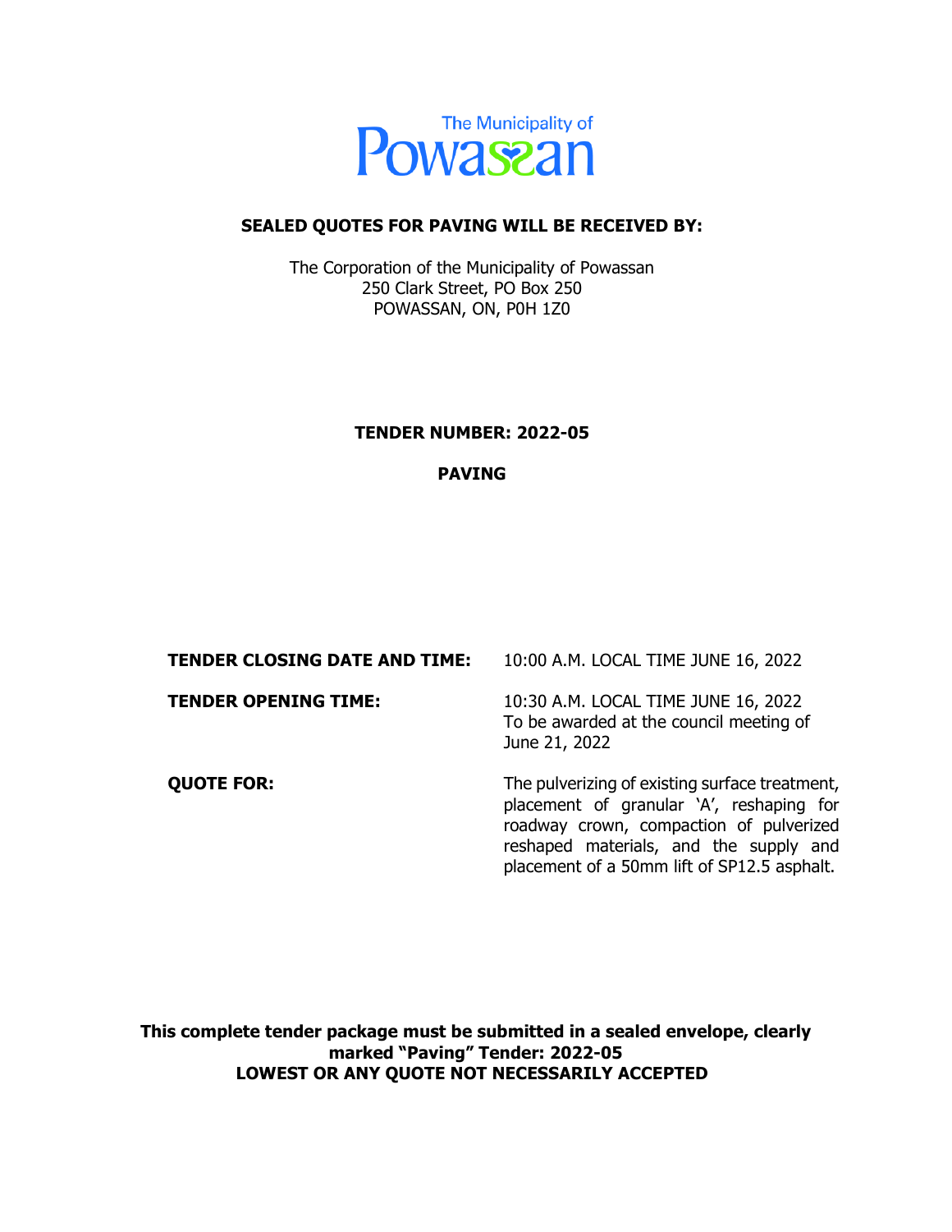The Municipality of Powassan

**SEALED QUOTES FOR PAVING WILL BE RECEIVED BY:**

The Corporation of the Municipality of Powassan
250 Clark Street, PO Box 250
POWASSAN, ON, P0H 1Z0

**TENDER NUMBER: 2022-05**

**PAVING**

| | |
|---|---|
| **TENDER CLOSING DATE AND TIME:** | 10:00 A.M. LOCAL TIME JUNE 16, 2022 |
| **TENDER OPENING TIME:** | 10:30 A.M. LOCAL TIME JUNE 16, 2022 To be awarded at the council meeting of June 21, 2022 |
| **QUOTE FOR:** | The pulverizing of existing surface treatment, placement of granular 'A', reshaping for roadway crown, compaction of pulverized reshaped materials, and the supply and placement of a 50mm lift of SP12.5 asphalt. |

**This complete tender package must be submitted in a sealed envelope, clearly marked "Paving" Tender: 2022-05**
**LOWEST OR ANY QUOTE NOT NECESSARILY ACCEPTED**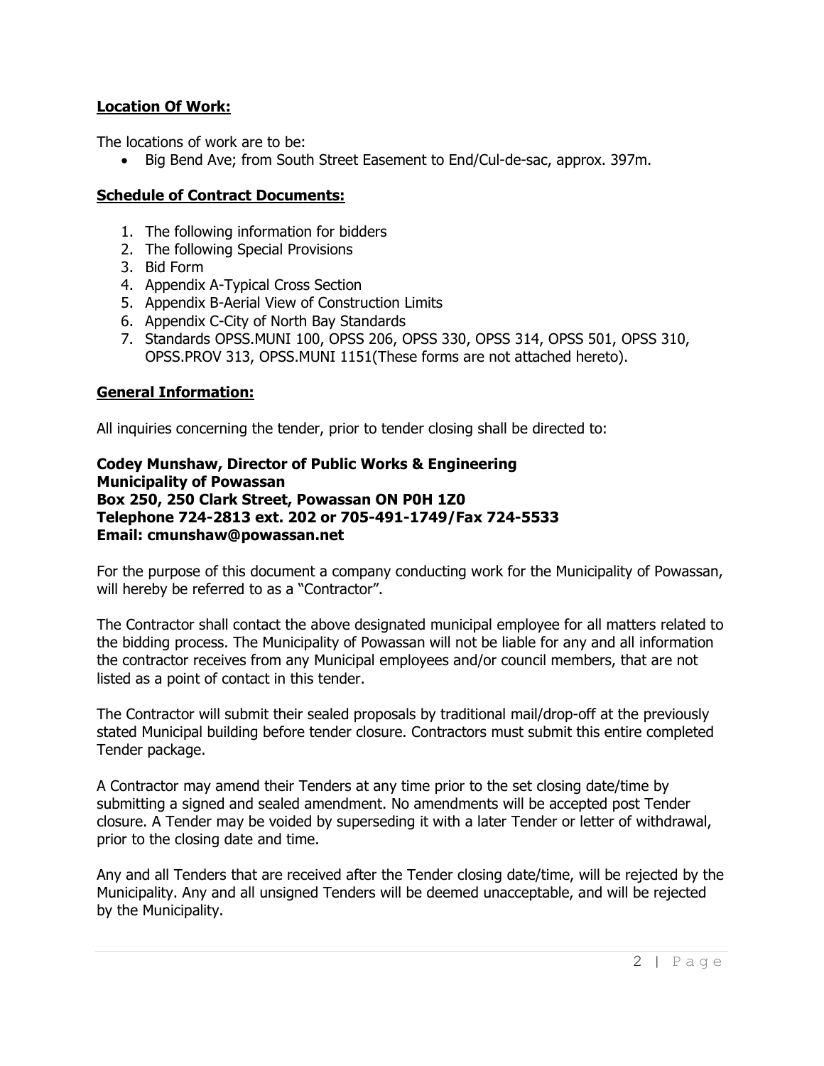**<u>Location Of Work:</u>**

The locations of work are to be:

- Big Bend Ave; from South Street Easement to End/Cul-de-sac, approx. 397m.

**<u>Schedule of Contract Documents:</u>**

1. The following information for bidders
2. The following Special Provisions
3. Bid Form
4. Appendix A-Typical Cross Section
5. Appendix B-Aerial View of Construction Limits
6. Appendix C-City of North Bay Standards
7. Standards OPSS.MUNI 100, OPSS 206, OPSS 330, OPSS 314, OPSS 501, OPSS 310, OPSS.PROV 313, OPSS.MUNI 1151(These forms are not attached hereto).

**<u>General Information:</u>**

All inquiries concerning the tender, prior to tender closing shall be directed to:

**Codey Munshaw, Director of Public Works & Engineering**
**Municipality of Powassan**
**Box 250, 250 Clark Street, Powassan ON P0H 1Z0**
**Telephone 724-2813 ext. 202 or 705-491-1749/Fax 724-5533**
**Email: cmunshaw@powassan.net**

For the purpose of this document a company conducting work for the Municipality of Powassan, will hereby be referred to as a "Contractor".

The Contractor shall contact the above designated municipal employee for all matters related to the bidding process. The Municipality of Powassan will not be liable for any and all information the contractor receives from any Municipal employees and/or council members, that are not listed as a point of contact in this tender.

The Contractor will submit their sealed proposals by traditional mail/drop-off at the previously stated Municipal building before tender closure. Contractors must submit this entire completed Tender package.

A Contractor may amend their Tenders at any time prior to the set closing date/time by submitting a signed and sealed amendment. No amendments will be accepted post Tender closure. A Tender may be voided by superseding it with a later Tender or letter of withdrawal, prior to the closing date and time.

Any and all Tenders that are received after the Tender closing date/time, will be rejected by the Municipality. Any and all unsigned Tenders will be deemed unacceptable, and will be rejected by the Municipality.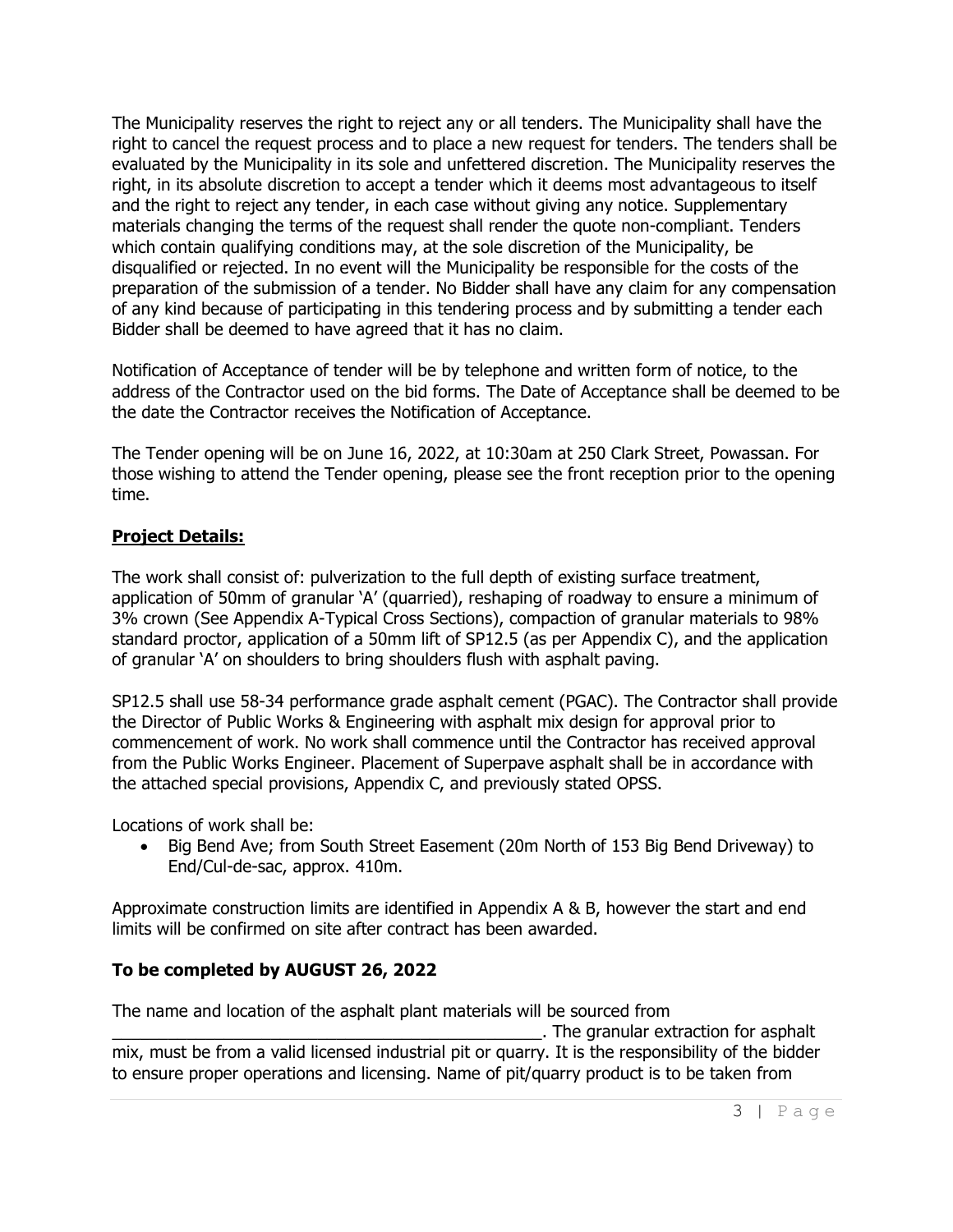The Municipality reserves the right to reject any or all tenders. The Municipality shall have the right to cancel the request process and to place a new request for tenders. The tenders shall be evaluated by the Municipality in its sole and unfettered discretion. The Municipality reserves the right, in its absolute discretion to accept a tender which it deems most advantageous to itself and the right to reject any tender, in each case without giving any notice. Supplementary materials changing the terms of the request shall render the quote non-compliant. Tenders which contain qualifying conditions may, at the sole discretion of the Municipality, be disqualified or rejected. In no event will the Municipality be responsible for the costs of the preparation of the submission of a tender. No Bidder shall have any claim for any compensation of any kind because of participating in this tendering process and by submitting a tender each Bidder shall be deemed to have agreed that it has no claim.

Notification of Acceptance of tender will be by telephone and written form of notice, to the address of the Contractor used on the bid forms. The Date of Acceptance shall be deemed to be the date the Contractor receives the Notification of Acceptance.

The Tender opening will be on June 16, 2022, at 10:30am at 250 Clark Street, Powassan. For those wishing to attend the Tender opening, please see the front reception prior to the opening time.

## **Project Details:**

The work shall consist of: pulverization to the full depth of existing surface treatment, application of 50mm of granular 'A' (quarried), reshaping of roadway to ensure a minimum of 3% crown (See Appendix A-Typical Cross Sections), compaction of granular materials to 98% standard proctor, application of a 50mm lift of SP12.5 (as per Appendix C), and the application of granular 'A' on shoulders to bring shoulders flush with asphalt paving.

SP12.5 shall use 58-34 performance grade asphalt cement (PGAC). The Contractor shall provide the Director of Public Works & Engineering with asphalt mix design for approval prior to commencement of work. No work shall commence until the Contractor has received approval from the Public Works Engineer. Placement of Superpave asphalt shall be in accordance with the attached special provisions, Appendix C, and previously stated OPSS.

Locations of work shall be:

- Big Bend Ave; from South Street Easement (20m North of 153 Big Bend Driveway) to End/Cul-de-sac, approx. 410m.

Approximate construction limits are identified in Appendix A & B, however the start and end limits will be confirmed on site after contract has been awarded.

### **To be completed by AUGUST 26, 2022**

The name and location of the asphalt plant materials will be sourced from _______________________________________________. The granular extraction for asphalt mix, must be from a valid licensed industrial pit or quarry. It is the responsibility of the bidder to ensure proper operations and licensing. Name of pit/quarry product is to be taken from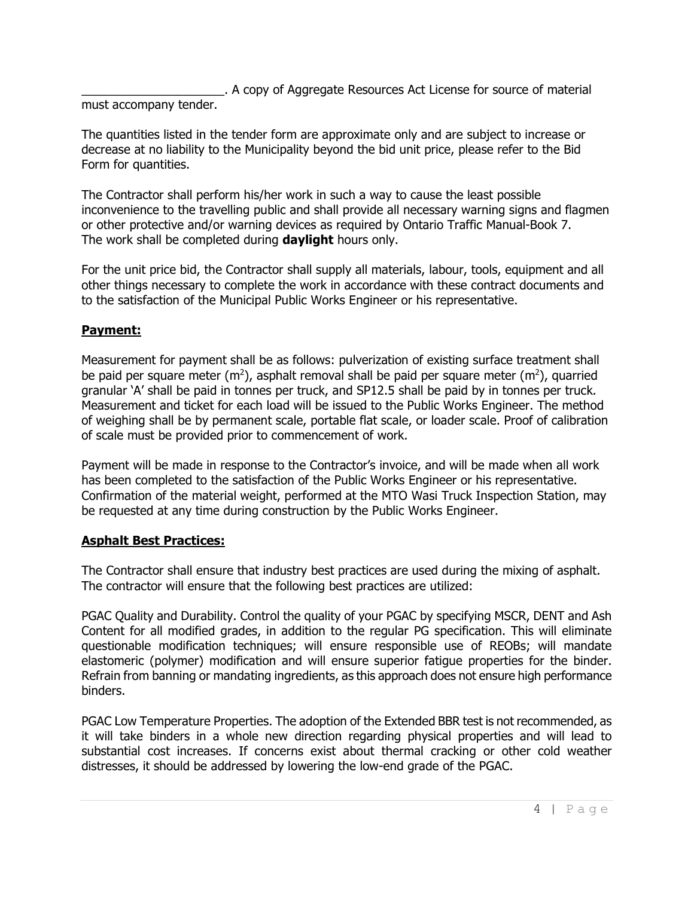_____________________. A copy of Aggregate Resources Act License for source of material must accompany tender.

The quantities listed in the tender form are approximate only and are subject to increase or decrease at no liability to the Municipality beyond the bid unit price, please refer to the Bid Form for quantities.

The Contractor shall perform his/her work in such a way to cause the least possible inconvenience to the travelling public and shall provide all necessary warning signs and flagmen or other protective and/or warning devices as required by Ontario Traffic Manual-Book 7. The work shall be completed during **daylight** hours only.

For the unit price bid, the Contractor shall supply all materials, labour, tools, equipment and all other things necessary to complete the work in accordance with these contract documents and to the satisfaction of the Municipal Public Works Engineer or his representative.

## Payment:

Measurement for payment shall be as follows: pulverization of existing surface treatment shall be paid per square meter ($m^2$), asphalt removal shall be paid per square meter ($m^2$), quarried granular 'A' shall be paid in tonnes per truck, and SP12.5 shall be paid by in tonnes per truck. Measurement and ticket for each load will be issued to the Public Works Engineer. The method of weighing shall be by permanent scale, portable flat scale, or loader scale. Proof of calibration of scale must be provided prior to commencement of work.

Payment will be made in response to the Contractor's invoice, and will be made when all work has been completed to the satisfaction of the Public Works Engineer or his representative. Confirmation of the material weight, performed at the MTO Wasi Truck Inspection Station, may be requested at any time during construction by the Public Works Engineer.

## Asphalt Best Practices:

The Contractor shall ensure that industry best practices are used during the mixing of asphalt. The contractor will ensure that the following best practices are utilized:

PGAC Quality and Durability. Control the quality of your PGAC by specifying MSCR, DENT and Ash Content for all modified grades, in addition to the regular PG specification. This will eliminate questionable modification techniques; will ensure responsible use of REOBs; will mandate elastomeric (polymer) modification and will ensure superior fatigue properties for the binder. Refrain from banning or mandating ingredients, as this approach does not ensure high performance binders.

PGAC Low Temperature Properties. The adoption of the Extended BBR test is not recommended, as it will take binders in a whole new direction regarding physical properties and will lead to substantial cost increases. If concerns exist about thermal cracking or other cold weather distresses, it should be addressed by lowering the low-end grade of the PGAC.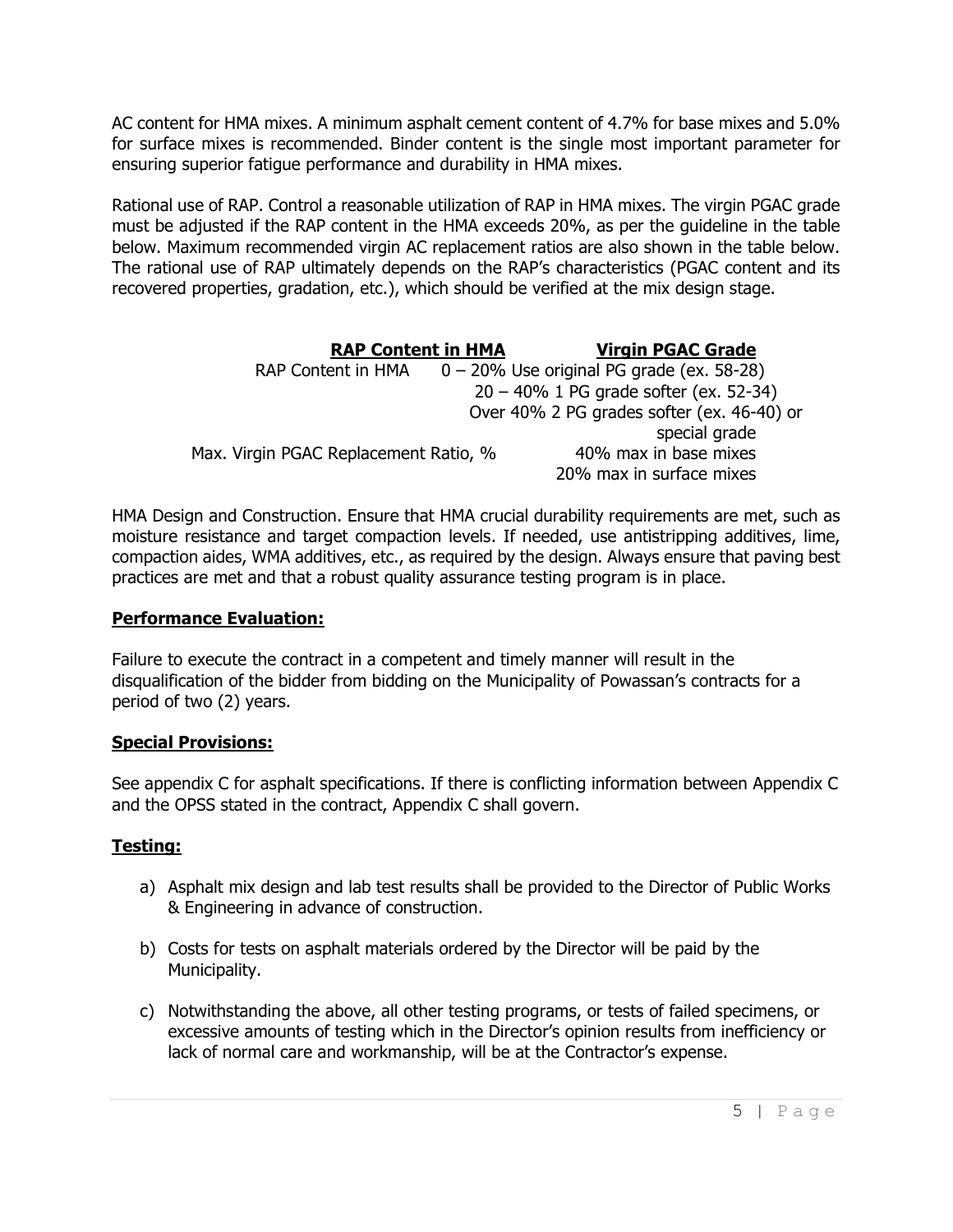AC content for HMA mixes. A minimum asphalt cement content of 4.7% for base mixes and 5.0% for surface mixes is recommended. Binder content is the single most important parameter for ensuring superior fatigue performance and durability in HMA mixes.

Rational use of RAP. Control a reasonable utilization of RAP in HMA mixes. The virgin PGAC grade must be adjusted if the RAP content in the HMA exceeds 20%, as per the guideline in the table below. Maximum recommended virgin AC replacement ratios are also shown in the table below. The rational use of RAP ultimately depends on the RAP's characteristics (PGAC content and its recovered properties, gradation, etc.), which should be verified at the mix design stage.

| RAP Content in HMA | | Virgin PGAC Grade |
|---|---|---|
| RAP Content in HMA | 0 – 20% | Use original PG grade (ex. 58-28) |
| | 20 – 40% | 1 PG grade softer (ex. 52-34) |
| | Over 40% | 2 PG grades softer (ex. 46-40) or special grade |
| Max. Virgin PGAC Replacement Ratio, % | | 40% max in base mixes<br>20% max in surface mixes |

HMA Design and Construction. Ensure that HMA crucial durability requirements are met, such as moisture resistance and target compaction levels. If needed, use antistripping additives, lime, compaction aides, WMA additives, etc., as required by the design. Always ensure that paving best practices are met and that a robust quality assurance testing program is in place.

**Performance Evaluation:**

Failure to execute the contract in a competent and timely manner will result in the disqualification of the bidder from bidding on the Municipality of Powassan's contracts for a period of two (2) years.

**Special Provisions:**

See appendix C for asphalt specifications. If there is conflicting information between Appendix C and the OPSS stated in the contract, Appendix C shall govern.

**Testing:**

a) Asphalt mix design and lab test results shall be provided to the Director of Public Works & Engineering in advance of construction.

b) Costs for tests on asphalt materials ordered by the Director will be paid by the Municipality.

c) Notwithstanding the above, all other testing programs, or tests of failed specimens, or excessive amounts of testing which in the Director's opinion results from inefficiency or lack of normal care and workmanship, will be at the Contractor's expense.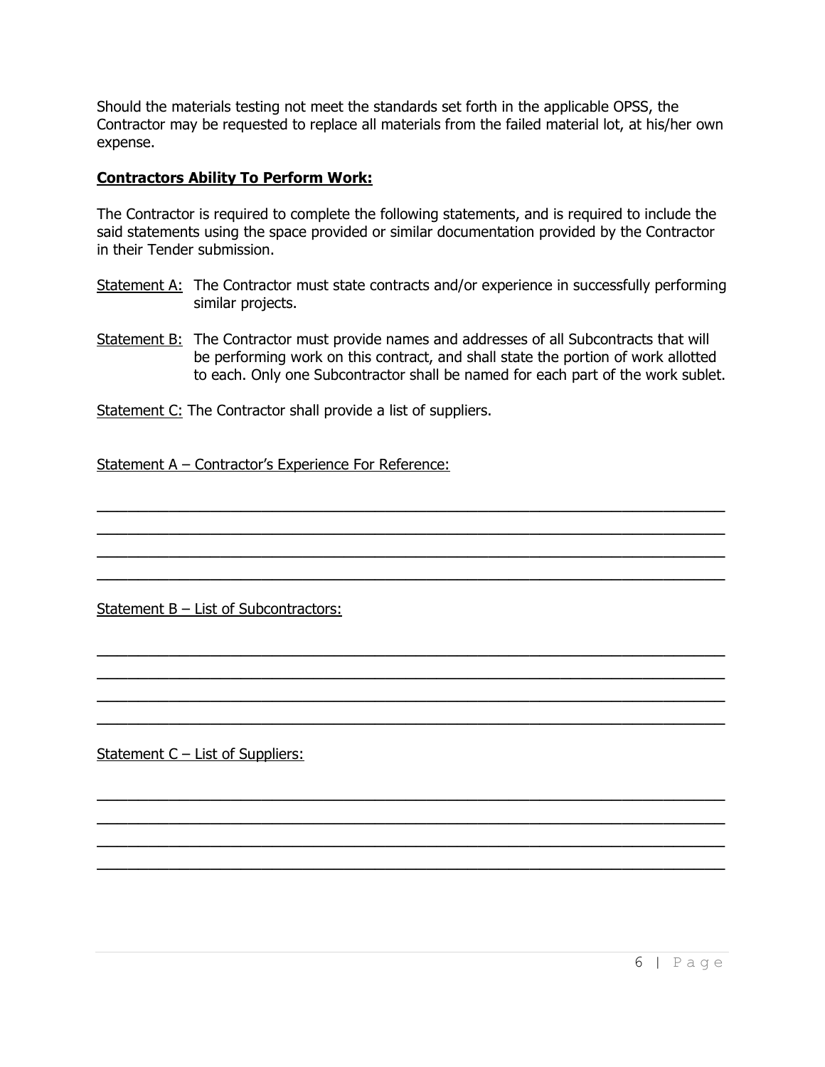Should the materials testing not meet the standards set forth in the applicable OPSS, the Contractor may be requested to replace all materials from the failed material lot, at his/her own expense.

**Contractors Ability To Perform Work:**

The Contractor is required to complete the following statements, and is required to include the said statements using the space provided or similar documentation provided by the Contractor in their Tender submission.

Statement A: The Contractor must state contracts and/or experience in successfully performing similar projects.

Statement B: The Contractor must provide names and addresses of all Subcontracts that will be performing work on this contract, and shall state the portion of work allotted to each. Only one Subcontractor shall be named for each part of the work sublet.

Statement C: The Contractor shall provide a list of suppliers.

Statement A – Contractor's Experience For Reference:

\_\_\_\_\_\_\_\_\_\_\_\_\_\_\_\_\_\_\_\_\_\_\_\_\_\_\_\_\_\_\_\_\_\_\_\_\_\_\_\_\_\_\_\_\_\_\_\_\_\_\_\_\_\_\_\_\_\_\_\_\_\_\_\_\_\_\_\_\_\_\_\_\_\_\_\_

\_\_\_\_\_\_\_\_\_\_\_\_\_\_\_\_\_\_\_\_\_\_\_\_\_\_\_\_\_\_\_\_\_\_\_\_\_\_\_\_\_\_\_\_\_\_\_\_\_\_\_\_\_\_\_\_\_\_\_\_\_\_\_\_\_\_\_\_\_\_\_\_\_\_\_\_

\_\_\_\_\_\_\_\_\_\_\_\_\_\_\_\_\_\_\_\_\_\_\_\_\_\_\_\_\_\_\_\_\_\_\_\_\_\_\_\_\_\_\_\_\_\_\_\_\_\_\_\_\_\_\_\_\_\_\_\_\_\_\_\_\_\_\_\_\_\_\_\_\_\_\_\_

\_\_\_\_\_\_\_\_\_\_\_\_\_\_\_\_\_\_\_\_\_\_\_\_\_\_\_\_\_\_\_\_\_\_\_\_\_\_\_\_\_\_\_\_\_\_\_\_\_\_\_\_\_\_\_\_\_\_\_\_\_\_\_\_\_\_\_\_\_\_\_\_\_\_\_\_

Statement B – List of Subcontractors:

\_\_\_\_\_\_\_\_\_\_\_\_\_\_\_\_\_\_\_\_\_\_\_\_\_\_\_\_\_\_\_\_\_\_\_\_\_\_\_\_\_\_\_\_\_\_\_\_\_\_\_\_\_\_\_\_\_\_\_\_\_\_\_\_\_\_\_\_\_\_\_\_\_\_\_\_

\_\_\_\_\_\_\_\_\_\_\_\_\_\_\_\_\_\_\_\_\_\_\_\_\_\_\_\_\_\_\_\_\_\_\_\_\_\_\_\_\_\_\_\_\_\_\_\_\_\_\_\_\_\_\_\_\_\_\_\_\_\_\_\_\_\_\_\_\_\_\_\_\_\_\_\_

\_\_\_\_\_\_\_\_\_\_\_\_\_\_\_\_\_\_\_\_\_\_\_\_\_\_\_\_\_\_\_\_\_\_\_\_\_\_\_\_\_\_\_\_\_\_\_\_\_\_\_\_\_\_\_\_\_\_\_\_\_\_\_\_\_\_\_\_\_\_\_\_\_\_\_\_

\_\_\_\_\_\_\_\_\_\_\_\_\_\_\_\_\_\_\_\_\_\_\_\_\_\_\_\_\_\_\_\_\_\_\_\_\_\_\_\_\_\_\_\_\_\_\_\_\_\_\_\_\_\_\_\_\_\_\_\_\_\_\_\_\_\_\_\_\_\_\_\_\_\_\_\_

Statement C – List of Suppliers:

\_\_\_\_\_\_\_\_\_\_\_\_\_\_\_\_\_\_\_\_\_\_\_\_\_\_\_\_\_\_\_\_\_\_\_\_\_\_\_\_\_\_\_\_\_\_\_\_\_\_\_\_\_\_\_\_\_\_\_\_\_\_\_\_\_\_\_\_\_\_\_\_\_\_\_\_

\_\_\_\_\_\_\_\_\_\_\_\_\_\_\_\_\_\_\_\_\_\_\_\_\_\_\_\_\_\_\_\_\_\_\_\_\_\_\_\_\_\_\_\_\_\_\_\_\_\_\_\_\_\_\_\_\_\_\_\_\_\_\_\_\_\_\_\_\_\_\_\_\_\_\_\_

\_\_\_\_\_\_\_\_\_\_\_\_\_\_\_\_\_\_\_\_\_\_\_\_\_\_\_\_\_\_\_\_\_\_\_\_\_\_\_\_\_\_\_\_\_\_\_\_\_\_\_\_\_\_\_\_\_\_\_\_\_\_\_\_\_\_\_\_\_\_\_\_\_\_\_\_

\_\_\_\_\_\_\_\_\_\_\_\_\_\_\_\_\_\_\_\_\_\_\_\_\_\_\_\_\_\_\_\_\_\_\_\_\_\_\_\_\_\_\_\_\_\_\_\_\_\_\_\_\_\_\_\_\_\_\_\_\_\_\_\_\_\_\_\_\_\_\_\_\_\_\_\_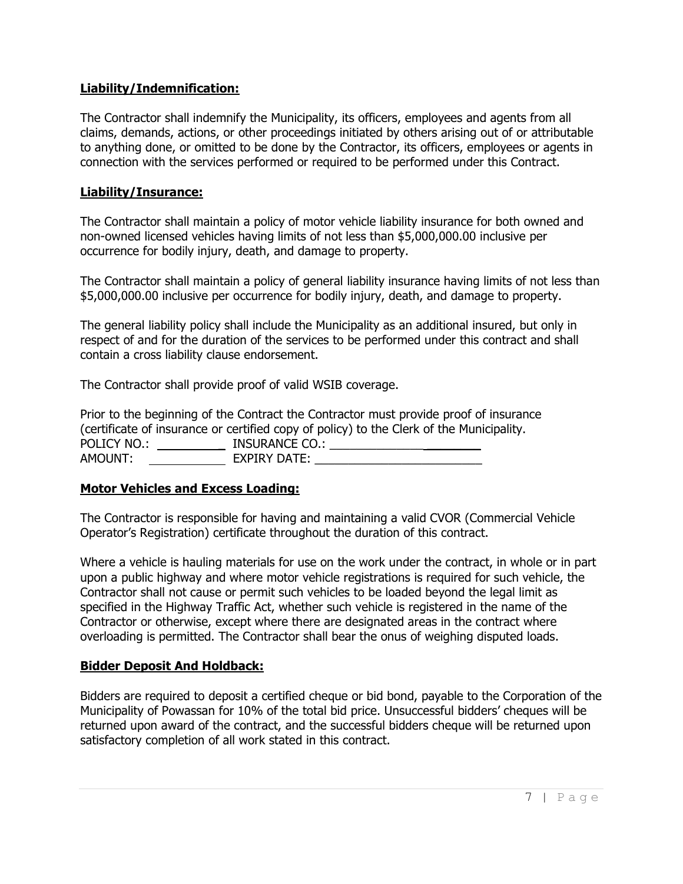**Liability/Indemnification:**

The Contractor shall indemnify the Municipality, its officers, employees and agents from all claims, demands, actions, or other proceedings initiated by others arising out of or attributable to anything done, or omitted to be done by the Contractor, its officers, employees or agents in connection with the services performed or required to be performed under this Contract.

**Liability/Insurance:**

The Contractor shall maintain a policy of motor vehicle liability insurance for both owned and non-owned licensed vehicles having limits of not less than $5,000,000.00 inclusive per occurrence for bodily injury, death, and damage to property.

The Contractor shall maintain a policy of general liability insurance having limits of not less than $5,000,000.00 inclusive per occurrence for bodily injury, death, and damage to property.

The general liability policy shall include the Municipality as an additional insured, but only in respect of and for the duration of the services to be performed under this contract and shall contain a cross liability clause endorsement.

The Contractor shall provide proof of valid WSIB coverage.

Prior to the beginning of the Contract the Contractor must provide proof of insurance (certificate of insurance or certified copy of policy) to the Clerk of the Municipality.
POLICY NO.: __________ INSURANCE CO.: ______________________
AMOUNT: ___________ EXPIRY DATE: _________________________

**Motor Vehicles and Excess Loading:**

The Contractor is responsible for having and maintaining a valid CVOR (Commercial Vehicle Operator's Registration) certificate throughout the duration of this contract.

Where a vehicle is hauling materials for use on the work under the contract, in whole or in part upon a public highway and where motor vehicle registrations is required for such vehicle, the Contractor shall not cause or permit such vehicles to be loaded beyond the legal limit as specified in the Highway Traffic Act, whether such vehicle is registered in the name of the Contractor or otherwise, except where there are designated areas in the contract where overloading is permitted. The Contractor shall bear the onus of weighing disputed loads.

**Bidder Deposit And Holdback:**

Bidders are required to deposit a certified cheque or bid bond, payable to the Corporation of the Municipality of Powassan for 10% of the total bid price. Unsuccessful bidders' cheques will be returned upon award of the contract, and the successful bidders cheque will be returned upon satisfactory completion of all work stated in this contract.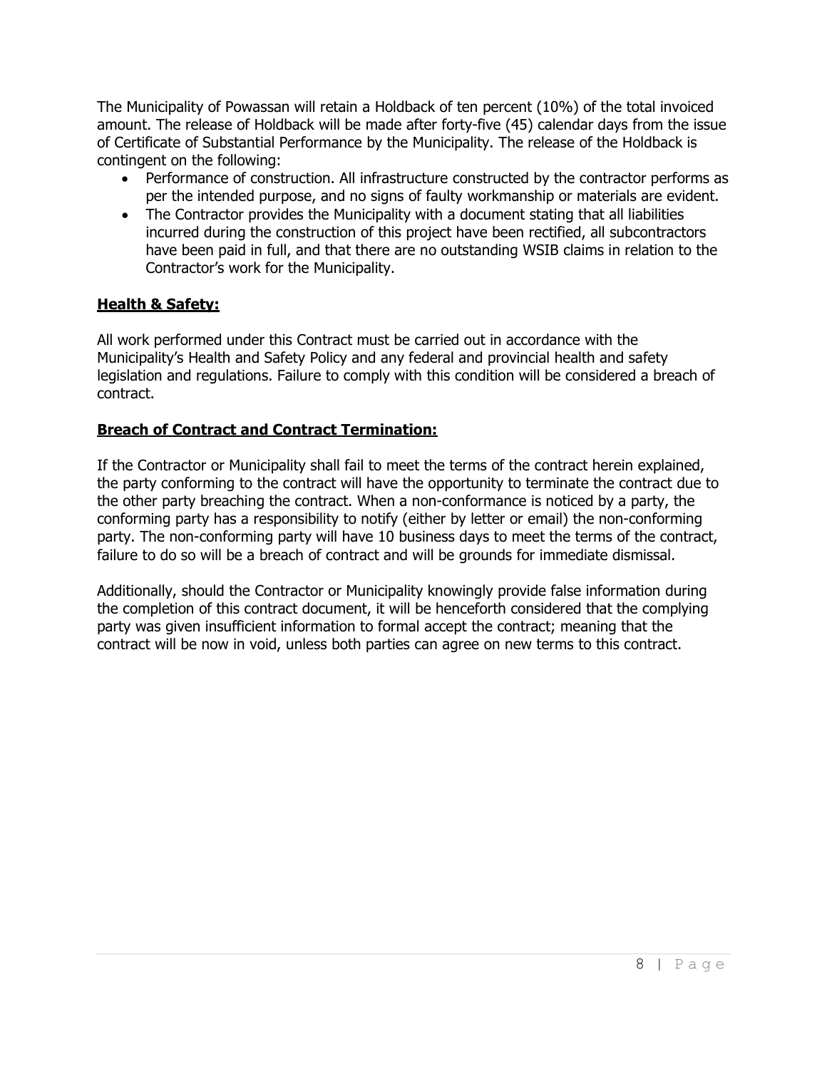The Municipality of Powassan will retain a Holdback of ten percent (10%) of the total invoiced amount. The release of Holdback will be made after forty-five (45) calendar days from the issue of Certificate of Substantial Performance by the Municipality. The release of the Holdback is contingent on the following:

- Performance of construction. All infrastructure constructed by the contractor performs as per the intended purpose, and no signs of faulty workmanship or materials are evident.
- The Contractor provides the Municipality with a document stating that all liabilities incurred during the construction of this project have been rectified, all subcontractors have been paid in full, and that there are no outstanding WSIB claims in relation to the Contractor's work for the Municipality.

## **Health & Safety:**

All work performed under this Contract must be carried out in accordance with the Municipality's Health and Safety Policy and any federal and provincial health and safety legislation and regulations. Failure to comply with this condition will be considered a breach of contract.

## **Breach of Contract and Contract Termination:**

If the Contractor or Municipality shall fail to meet the terms of the contract herein explained, the party conforming to the contract will have the opportunity to terminate the contract due to the other party breaching the contract. When a non-conformance is noticed by a party, the conforming party has a responsibility to notify (either by letter or email) the non-conforming party. The non-conforming party will have 10 business days to meet the terms of the contract, failure to do so will be a breach of contract and will be grounds for immediate dismissal.

Additionally, should the Contractor or Municipality knowingly provide false information during the completion of this contract document, it will be henceforth considered that the complying party was given insufficient information to formal accept the contract; meaning that the contract will be now in void, unless both parties can agree on new terms to this contract.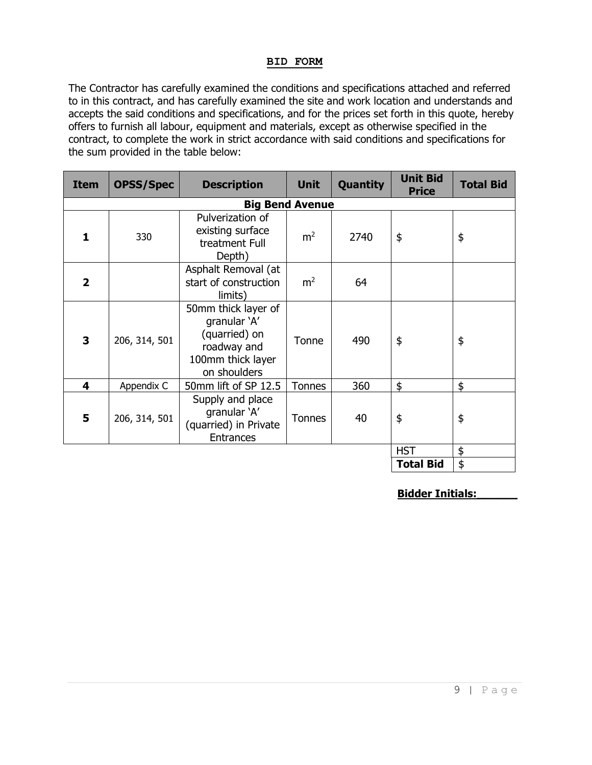## BID FORM

The Contractor has carefully examined the conditions and specifications attached and referred to in this contract, and has carefully examined the site and work location and understands and accepts the said conditions and specifications, and for the prices set forth in this quote, hereby offers to furnish all labour, equipment and materials, except as otherwise specified in the contract, to complete the work in strict accordance with said conditions and specifications for the sum provided in the table below:

| Item | OPSS/Spec | Description | Unit | Quantity | Unit Bid Price | Total Bid |
|---|---|---|---|---|---|---|
| **Big Bend Avenue** | | | | | | |
| **1** | 330 | Pulverization of existing surface treatment Full Depth) | $m^2$ | 2740 | $ | $ |
| **2** | | Asphalt Removal (at start of construction limits) | $m^2$ | 64 | | |
| **3** | 206, 314, 501 | 50mm thick layer of granular 'A' (quarried) on roadway and 100mm thick layer on shoulders | Tonne | 490 | $ | $ |
| **4** | Appendix C | 50mm lift of SP 12.5 | Tonnes | 360 | $ | $ |
| **5** | 206, 314, 501 | Supply and place granular 'A' (quarried) in Private Entrances | Tonnes | 40 | $ | $ |
| | | | | | HST | $ |
| | | | | | **Total Bid** | $ |

**Bidder Initials:\_\_\_\_\_\_**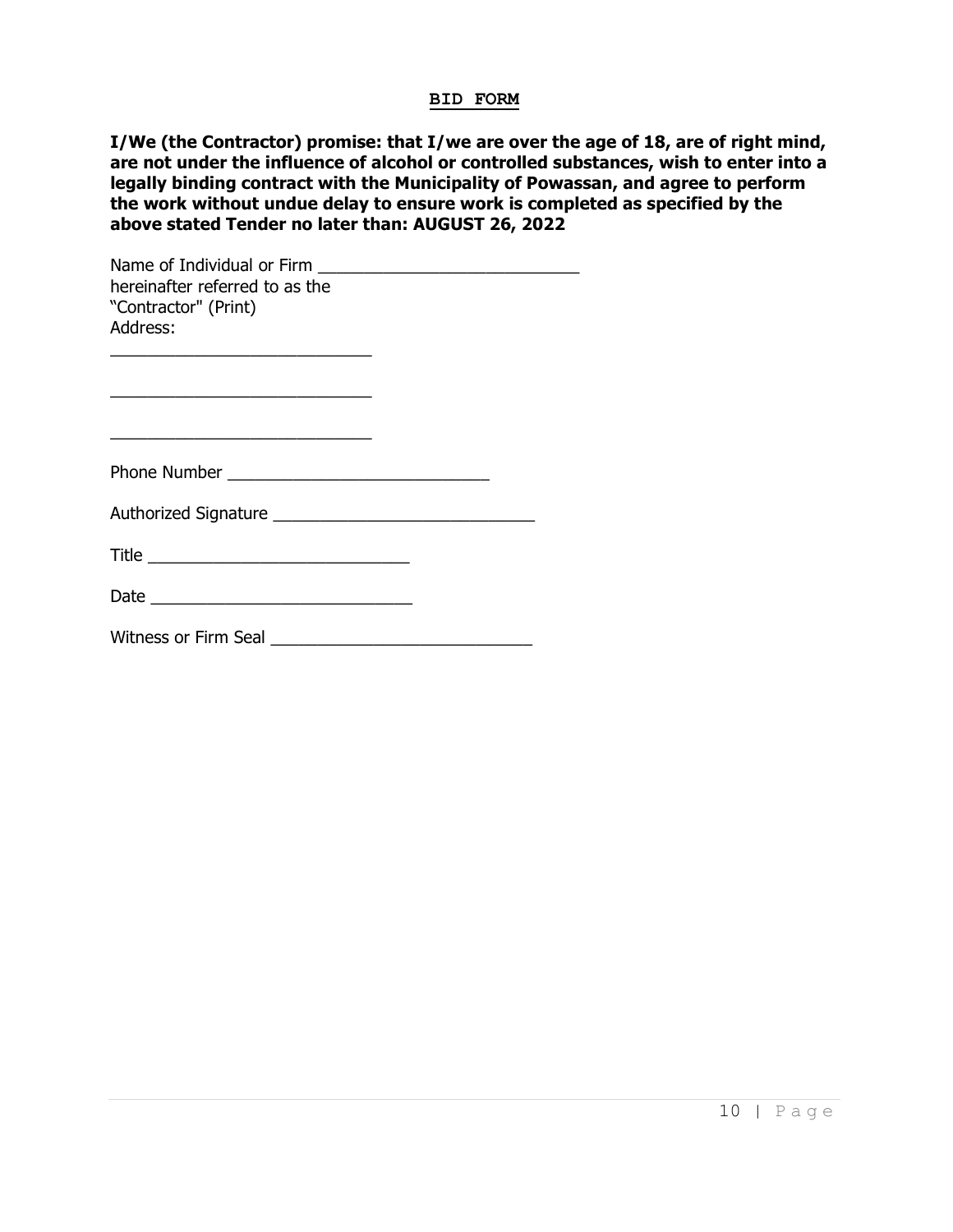## BID FORM

**I/We (the Contractor) promise: that I/we are over the age of 18, are of right mind, are not under the influence of alcohol or controlled substances, wish to enter into a legally binding contract with the Municipality of Powassan, and agree to perform the work without undue delay to ensure work is completed as specified by the above stated Tender no later than: AUGUST 26, 2022**

Name of Individual or Firm ____________________________
hereinafter referred to as the
"Contractor" (Print)
Address:

____________________________

____________________________

____________________________

Phone Number ____________________________

Authorized Signature ____________________________

Title ____________________________

Date ____________________________

Witness or Firm Seal ____________________________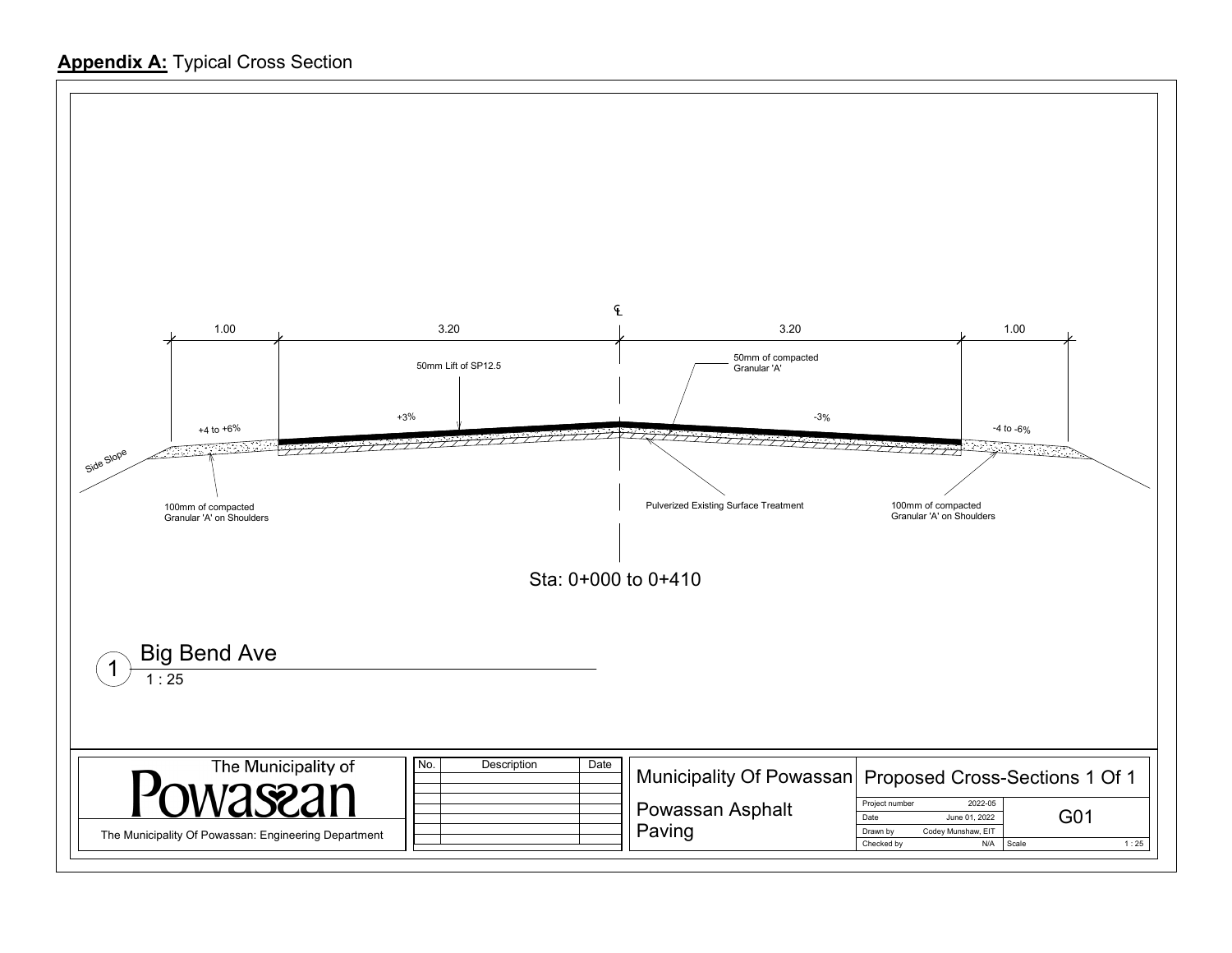**Appendix A:** Typical Cross Section

1.00 | 3.20 | ℄ | 3.20 | 1.00

50mm Lift of SP12.5

50mm of compacted Granular 'A'

+4 to +6% | +3% | -3% | -4 to -6%

Side Slope

100mm of compacted Granular 'A' on Shoulders

Pulverized Existing Surface Treatment

100mm of compacted Granular 'A' on Shoulders

Sta: 0+000 to 0+410

## 1 Big Bend Ave

1 : 25

The Municipality of Powassan

The Municipality Of Powassan: Engineering Department

| No. | Description | Date |
|---|---|---|
| | | |

Municipality Of Powassan

Powassan Asphalt Paving

Proposed Cross-Sections 1 Of 1

| | | |
|---|---|---|
| Project number | 2022-05 | G01 |
| Date | June 01, 2022 | |
| Drawn by | Codey Munshaw, EIT | |
| Checked by | N/A | Scale 1 : 25 |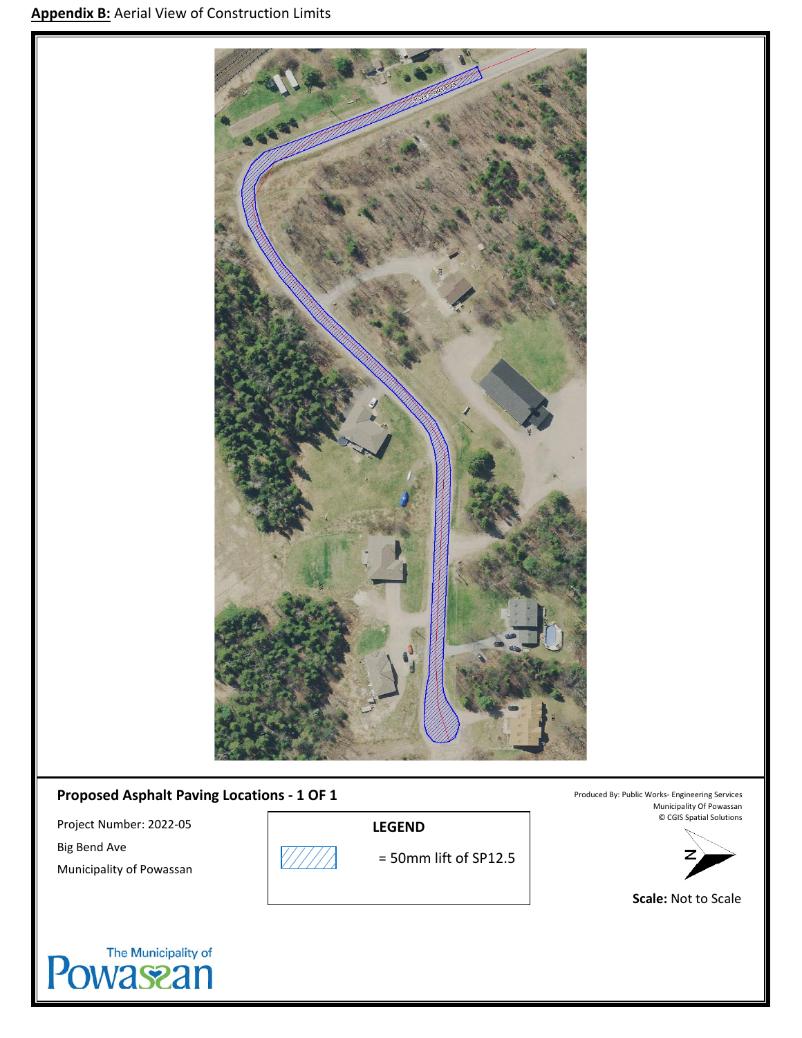**Appendix B:** Aerial View of Construction Limits

**Proposed Asphalt Paving Locations - 1 OF 1**

Project Number: 2022-05

Big Bend Ave

Municipality of Powassan

**LEGEND**

= 50mm lift of SP12.5

Produced By: Public Works- Engineering Services
Municipality Of Powassan
© CGIS Spatial Solutions

N

**Scale:** Not to Scale

The Municipality of Powassan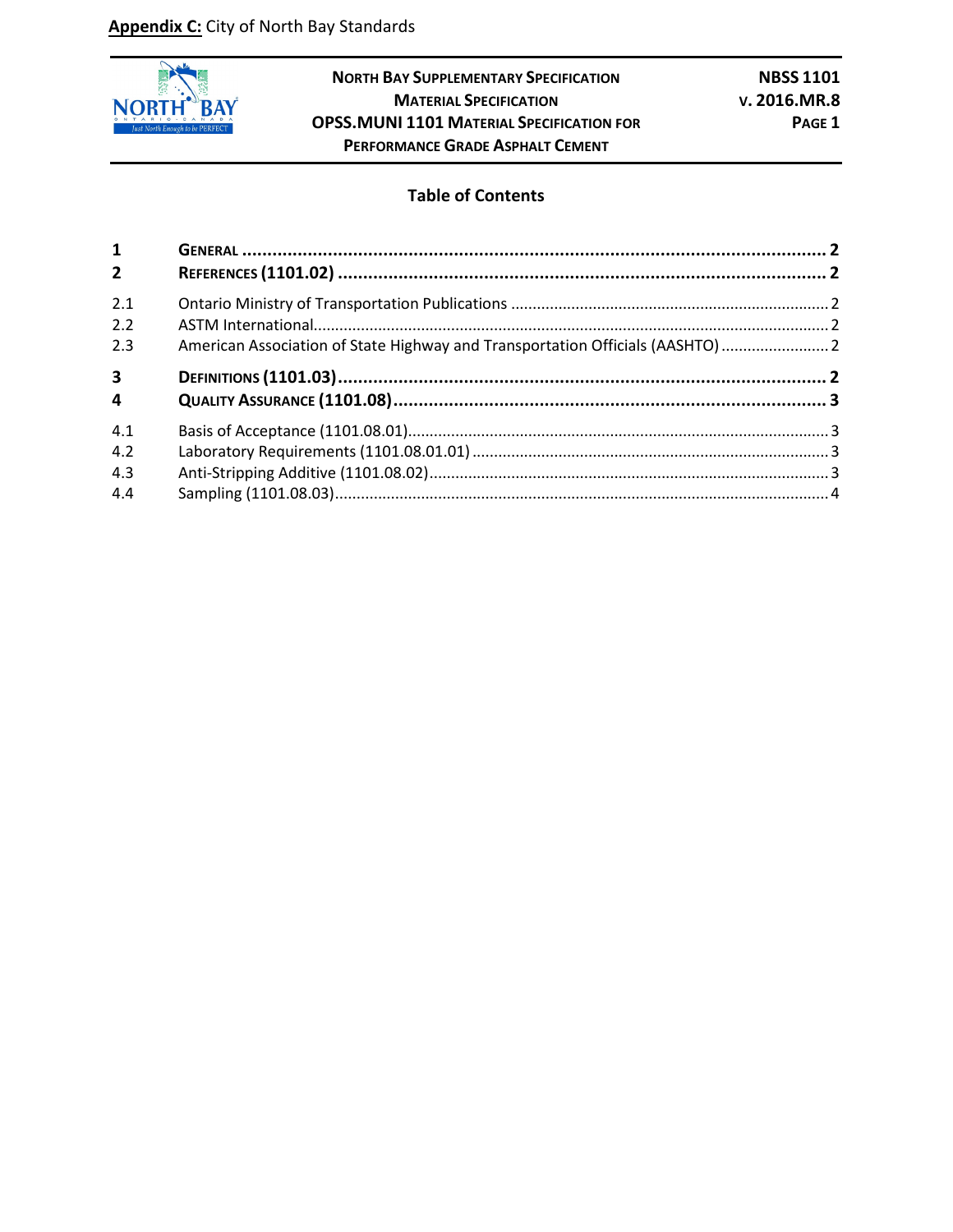**Appendix C:** City of North Bay Standards

**NORTH BAY SUPPLEMENTARY SPECIFICATION**
**MATERIAL SPECIFICATION**
**OPSS.MUNI 1101 MATERIAL SPECIFICATION FOR PERFORMANCE GRADE ASPHALT CEMENT**

**NBSS 1101**
**V. 2016.MR.8**

## Table of Contents

| | | |
|---|---|---|
| **1** | **GENERAL** | **2** |
| **2** | **REFERENCES (1101.02)** | **2** |
| 2.1 | Ontario Ministry of Transportation Publications | 2 |
| 2.2 | ASTM International | 2 |
| 2.3 | American Association of State Highway and Transportation Officials (AASHTO) | 2 |
| **3** | **DEFINITIONS (1101.03)** | **2** |
| **4** | **QUALITY ASSURANCE (1101.08)** | **3** |
| 4.1 | Basis of Acceptance (1101.08.01) | 3 |
| 4.2 | Laboratory Requirements (1101.08.01.01) | 3 |
| 4.3 | Anti-Stripping Additive (1101.08.02) | 3 |
| 4.4 | Sampling (1101.08.03) | 4 |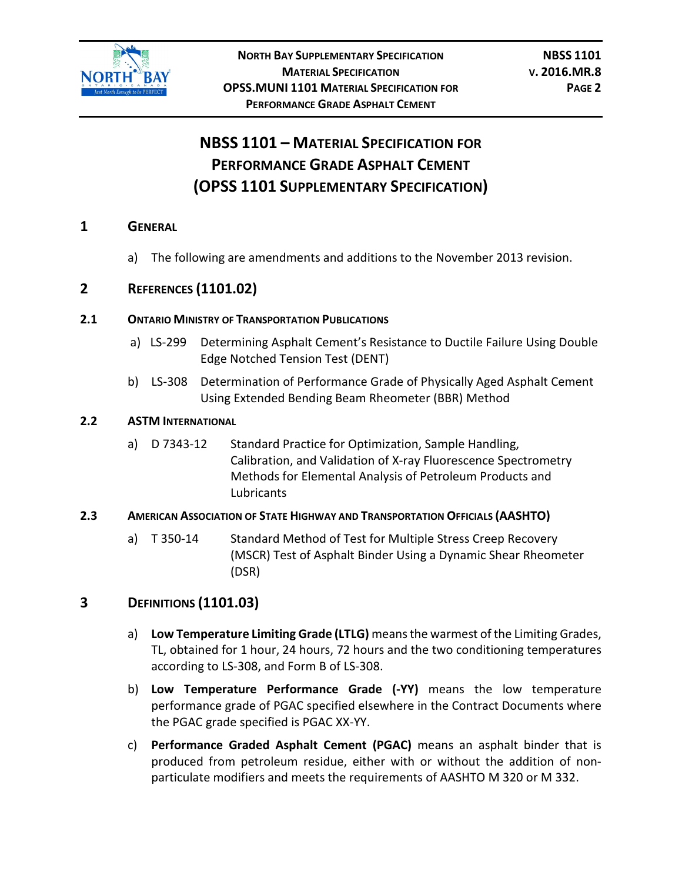# NBSS 1101 – Material Specification for Performance Grade Asphalt Cement (OPSS 1101 Supplementary Specification)

## 1 General

a) The following are amendments and additions to the November 2013 revision.

## 2 References (1101.02)

### 2.1 Ontario Ministry of Transportation Publications

a) LS-299 Determining Asphalt Cement's Resistance to Ductile Failure Using Double Edge Notched Tension Test (DENT)

b) LS-308 Determination of Performance Grade of Physically Aged Asphalt Cement Using Extended Bending Beam Rheometer (BBR) Method

### 2.2 ASTM International

a) D 7343-12 Standard Practice for Optimization, Sample Handling, Calibration, and Validation of X-ray Fluorescence Spectrometry Methods for Elemental Analysis of Petroleum Products and Lubricants

### 2.3 American Association of State Highway and Transportation Officials (AASHTO)

a) T 350-14 Standard Method of Test for Multiple Stress Creep Recovery (MSCR) Test of Asphalt Binder Using a Dynamic Shear Rheometer (DSR)

## 3 Definitions (1101.03)

a) **Low Temperature Limiting Grade (LTLG)** means the warmest of the Limiting Grades, TL, obtained for 1 hour, 24 hours, 72 hours and the two conditioning temperatures according to LS-308, and Form B of LS-308.

b) **Low Temperature Performance Grade (-YY)** means the low temperature performance grade of PGAC specified elsewhere in the Contract Documents where the PGAC grade specified is PGAC XX-YY.

c) **Performance Graded Asphalt Cement (PGAC)** means an asphalt binder that is produced from petroleum residue, either with or without the addition of non-particulate modifiers and meets the requirements of AASHTO M 320 or M 332.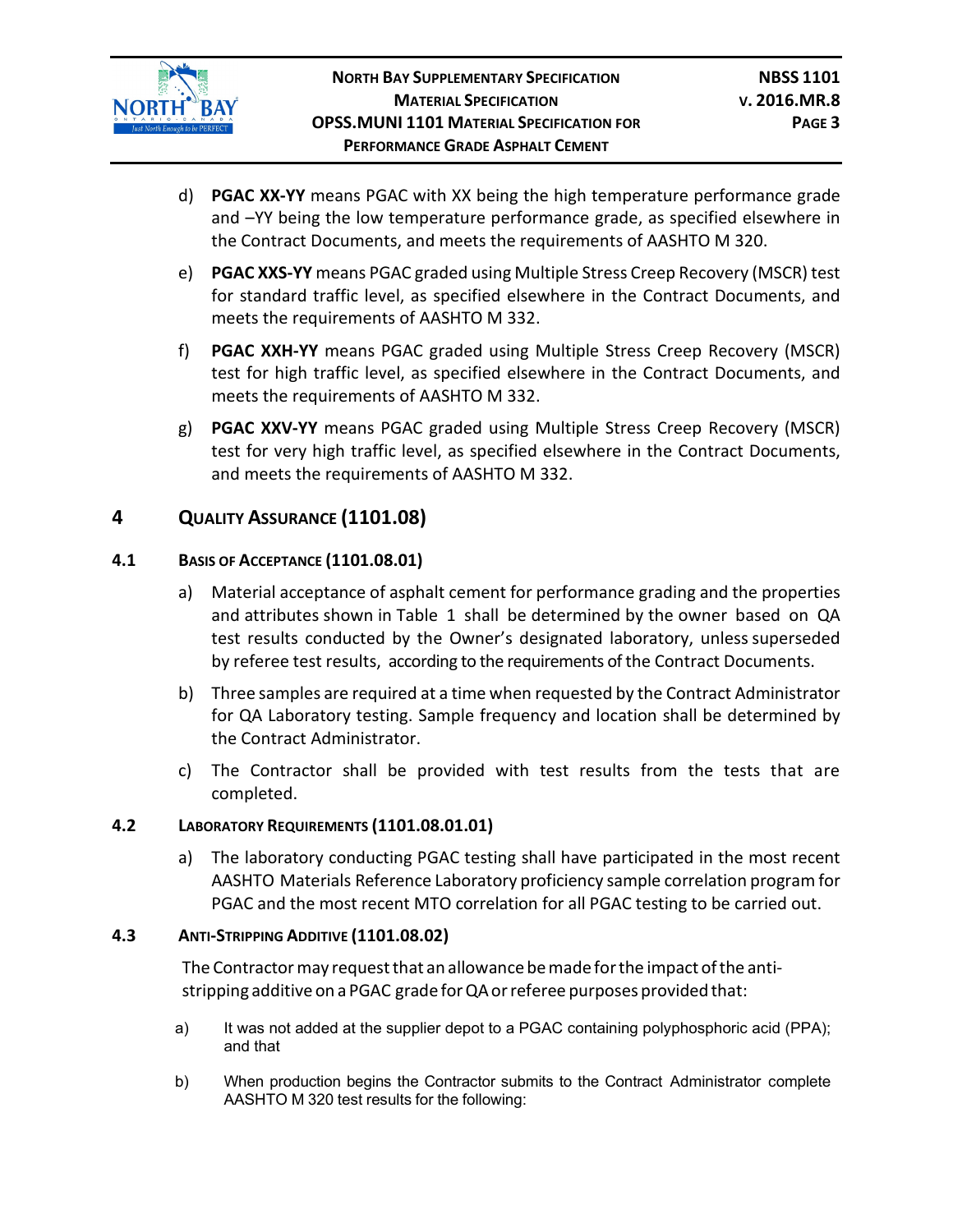d) **PGAC XX-YY** means PGAC with XX being the high temperature performance grade and –YY being the low temperature performance grade, as specified elsewhere in the Contract Documents, and meets the requirements of AASHTO M 320.

e) **PGAC XXS-YY** means PGAC graded using Multiple Stress Creep Recovery (MSCR) test for standard traffic level, as specified elsewhere in the Contract Documents, and meets the requirements of AASHTO M 332.

f) **PGAC XXH-YY** means PGAC graded using Multiple Stress Creep Recovery (MSCR) test for high traffic level, as specified elsewhere in the Contract Documents, and meets the requirements of AASHTO M 332.

g) **PGAC XXV-YY** means PGAC graded using Multiple Stress Creep Recovery (MSCR) test for very high traffic level, as specified elsewhere in the Contract Documents, and meets the requirements of AASHTO M 332.

## 4 QUALITY ASSURANCE (1101.08)

### 4.1 BASIS OF ACCEPTANCE (1101.08.01)

a) Material acceptance of asphalt cement for performance grading and the properties and attributes shown in Table 1 shall be determined by the owner based on QA test results conducted by the Owner's designated laboratory, unless superseded by referee test results, according to the requirements of the Contract Documents.

b) Three samples are required at a time when requested by the Contract Administrator for QA Laboratory testing. Sample frequency and location shall be determined by the Contract Administrator.

c) The Contractor shall be provided with test results from the tests that are completed.

### 4.2 LABORATORY REQUIREMENTS (1101.08.01.01)

a) The laboratory conducting PGAC testing shall have participated in the most recent AASHTO Materials Reference Laboratory proficiency sample correlation program for PGAC and the most recent MTO correlation for all PGAC testing to be carried out.

### 4.3 ANTI-STRIPPING ADDITIVE (1101.08.02)

The Contractor may request that an allowance be made for the impact of the anti-stripping additive on a PGAC grade for QA or referee purposes provided that:

a) It was not added at the supplier depot to a PGAC containing polyphosphoric acid (PPA); and that

b) When production begins the Contractor submits to the Contract Administrator complete AASHTO M 320 test results for the following: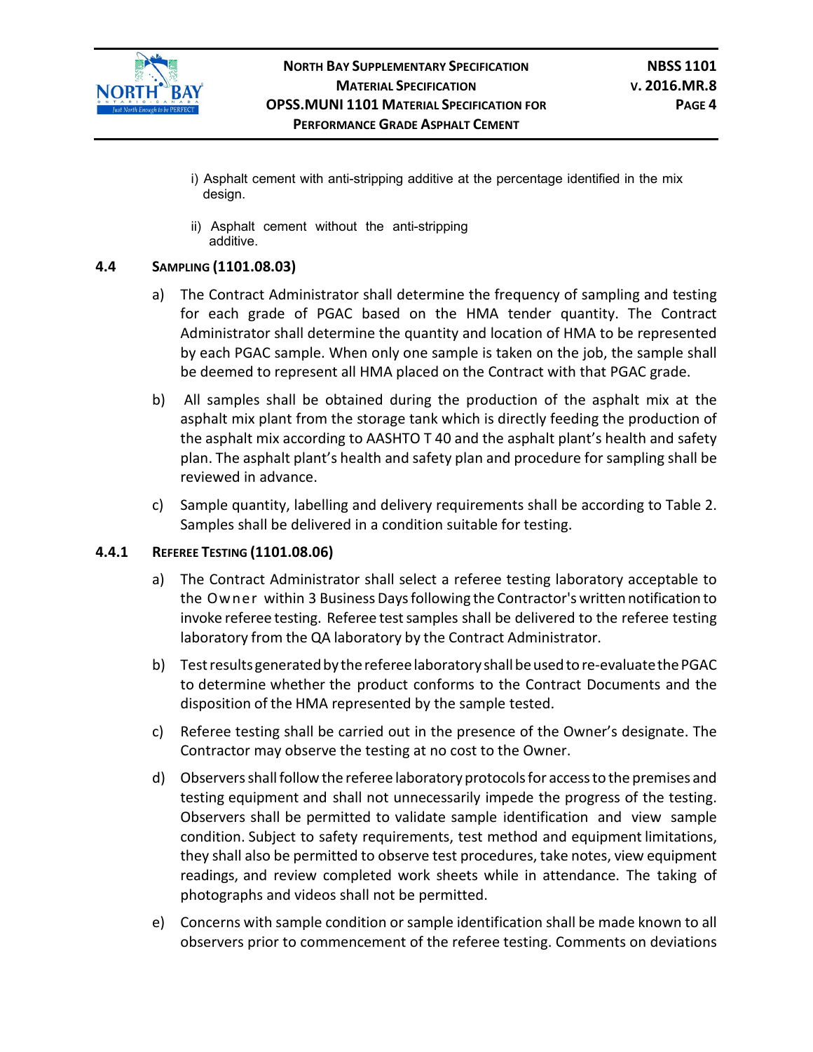i) Asphalt cement with anti-stripping additive at the percentage identified in the mix design.

ii) Asphalt cement without the anti-stripping additive.

### 4.4 SAMPLING (1101.08.03)

a) The Contract Administrator shall determine the frequency of sampling and testing for each grade of PGAC based on the HMA tender quantity. The Contract Administrator shall determine the quantity and location of HMA to be represented by each PGAC sample. When only one sample is taken on the job, the sample shall be deemed to represent all HMA placed on the Contract with that PGAC grade.

b) All samples shall be obtained during the production of the asphalt mix at the asphalt mix plant from the storage tank which is directly feeding the production of the asphalt mix according to AASHTO T 40 and the asphalt plant's health and safety plan. The asphalt plant's health and safety plan and procedure for sampling shall be reviewed in advance.

c) Sample quantity, labelling and delivery requirements shall be according to Table 2. Samples shall be delivered in a condition suitable for testing.

### 4.4.1 REFEREE TESTING (1101.08.06)

a) The Contract Administrator shall select a referee testing laboratory acceptable to the Owner within 3 Business Days following the Contractor's written notification to invoke referee testing. Referee test samples shall be delivered to the referee testing laboratory from the QA laboratory by the Contract Administrator.

b) Test results generated by the referee laboratory shall be used to re-evaluate the PGAC to determine whether the product conforms to the Contract Documents and the disposition of the HMA represented by the sample tested.

c) Referee testing shall be carried out in the presence of the Owner's designate. The Contractor may observe the testing at no cost to the Owner.

d) Observers shall follow the referee laboratory protocols for access to the premises and testing equipment and shall not unnecessarily impede the progress of the testing. Observers shall be permitted to validate sample identification and view sample condition. Subject to safety requirements, test method and equipment limitations, they shall also be permitted to observe test procedures, take notes, view equipment readings, and review completed work sheets while in attendance. The taking of photographs and videos shall not be permitted.

e) Concerns with sample condition or sample identification shall be made known to all observers prior to commencement of the referee testing. Comments on deviations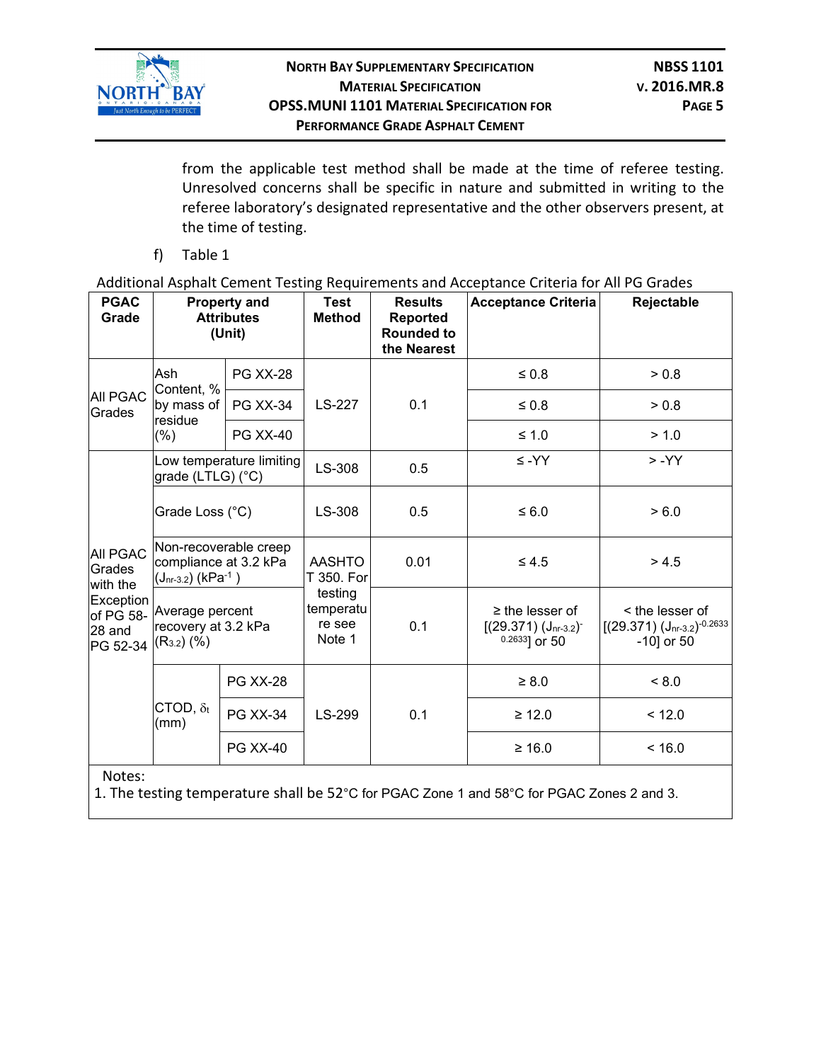from the applicable test method shall be made at the time of referee testing. Unresolved concerns shall be specific in nature and submitted in writing to the referee laboratory's designated representative and the other observers present, at the time of testing.

f) Table 1

Additional Asphalt Cement Testing Requirements and Acceptance Criteria for All PG Grades

| PGAC Grade | Property and Attributes (Unit) | | Test Method | Results Reported Rounded to the Nearest | Acceptance Criteria | Rejectable |
|---|---|---|---|---|---|---|
| All PGAC Grades | Ash Content, % by mass of residue (%) | PG XX-28 | LS-227 | 0.1 | ≤ 0.8 | > 0.8 |
| | | PG XX-34 | | | ≤ 0.8 | > 0.8 |
| | | PG XX-40 | | | ≤ 1.0 | > 1.0 |
| All PGAC Grades with the Exception of PG 58-28 and PG 52-34 | Low temperature limiting grade (LTLG) (°C) | | LS-308 | 0.5 | ≤ -YY | > -YY |
| | Grade Loss (°C) | | LS-308 | 0.5 | ≤ 6.0 | > 6.0 |
| | Non-recoverable creep compliance at 3.2 kPa ($J_{nr\text{-}3.2}$) ($kPa^{-1}$) | | AASHTO T 350. For testing temperature see Note 1 | 0.01 | ≤ 4.5 | > 4.5 |
| | Average percent recovery at 3.2 kPa ($R_{3.2}$) (%) | | | 0.1 | ≥ the lesser of $[(29.371)(J_{nr\text{-}3.2})^{-0.2633}]$ or 50 | < the lesser of $[(29.371)(J_{nr\text{-}3.2})^{-0.2633} -10]$ or 50 |
| | CTOD, $\delta_t$ (mm) | PG XX-28 | LS-299 | 0.1 | ≥ 8.0 | < 8.0 |
| | | PG XX-34 | | | ≥ 12.0 | < 12.0 |
| | | PG XX-40 | | | ≥ 16.0 | < 16.0 |

Notes:
1. The testing temperature shall be 52°C for PGAC Zone 1 and 58°C for PGAC Zones 2 and 3.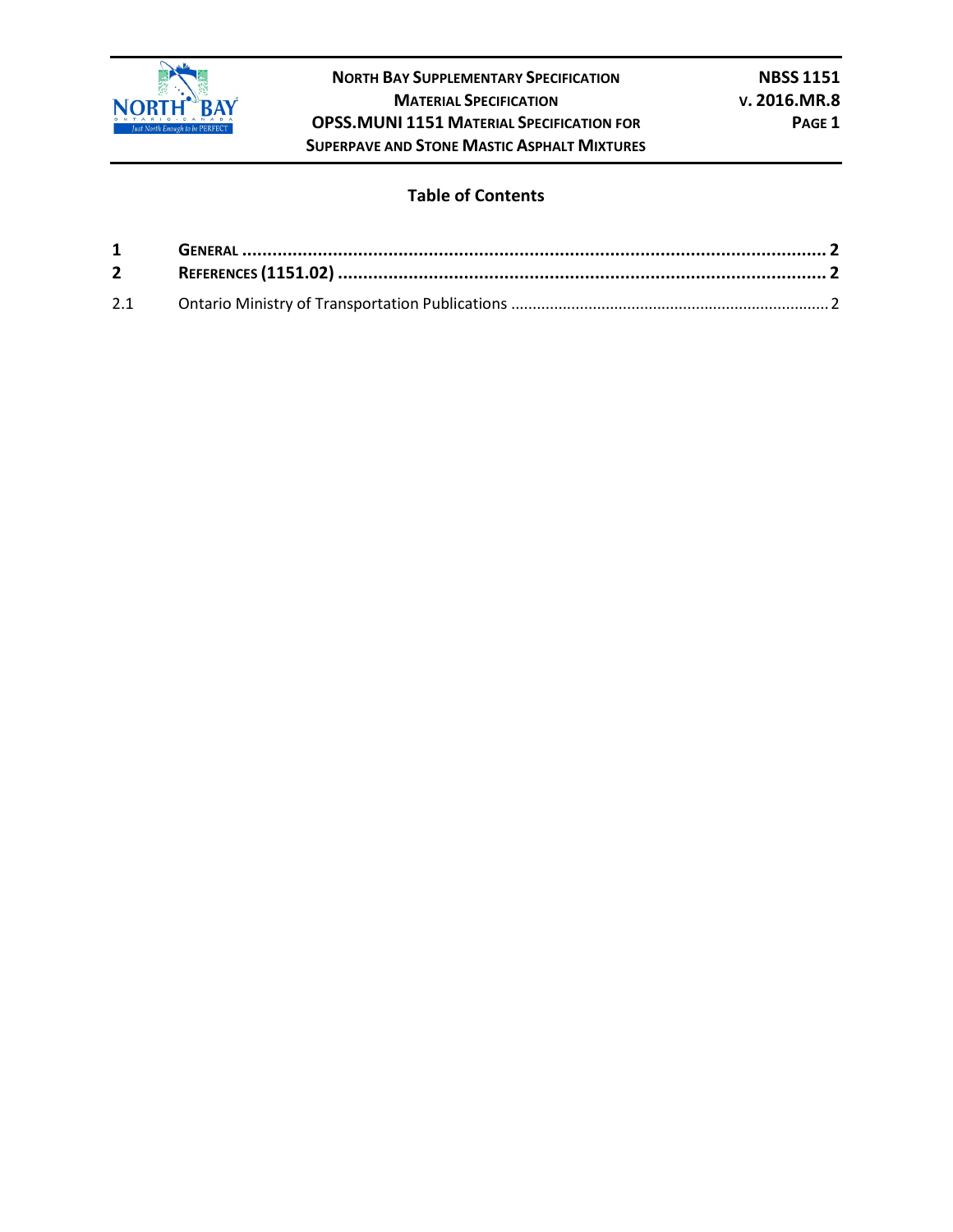## Table of Contents

| | | |
|---|---|---|
| **1** | **GENERAL** | **2** |
| **2** | **REFERENCES (1151.02)** | **2** |
| 2.1 | Ontario Ministry of Transportation Publications | 2 |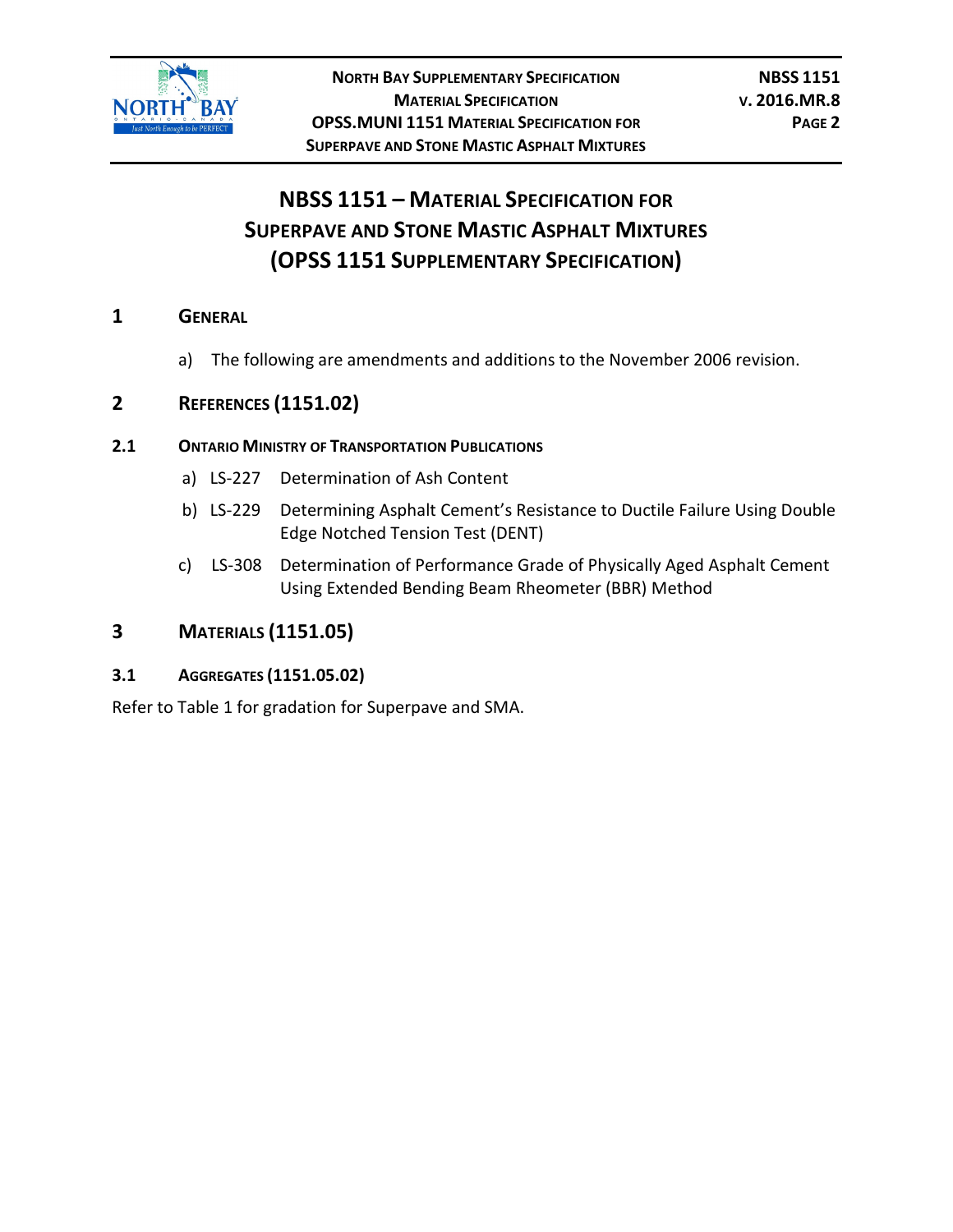# NBSS 1151 – Material Specification for Superpave and Stone Mastic Asphalt Mixtures (OPSS 1151 Supplementary Specification)

## 1 General

a) The following are amendments and additions to the November 2006 revision.

## 2 References (1151.02)

### 2.1 Ontario Ministry of Transportation Publications

a) LS-227 Determination of Ash Content

b) LS-229 Determining Asphalt Cement's Resistance to Ductile Failure Using Double Edge Notched Tension Test (DENT)

c) LS-308 Determination of Performance Grade of Physically Aged Asphalt Cement Using Extended Bending Beam Rheometer (BBR) Method

## 3 Materials (1151.05)

### 3.1 Aggregates (1151.05.02)

Refer to Table 1 for gradation for Superpave and SMA.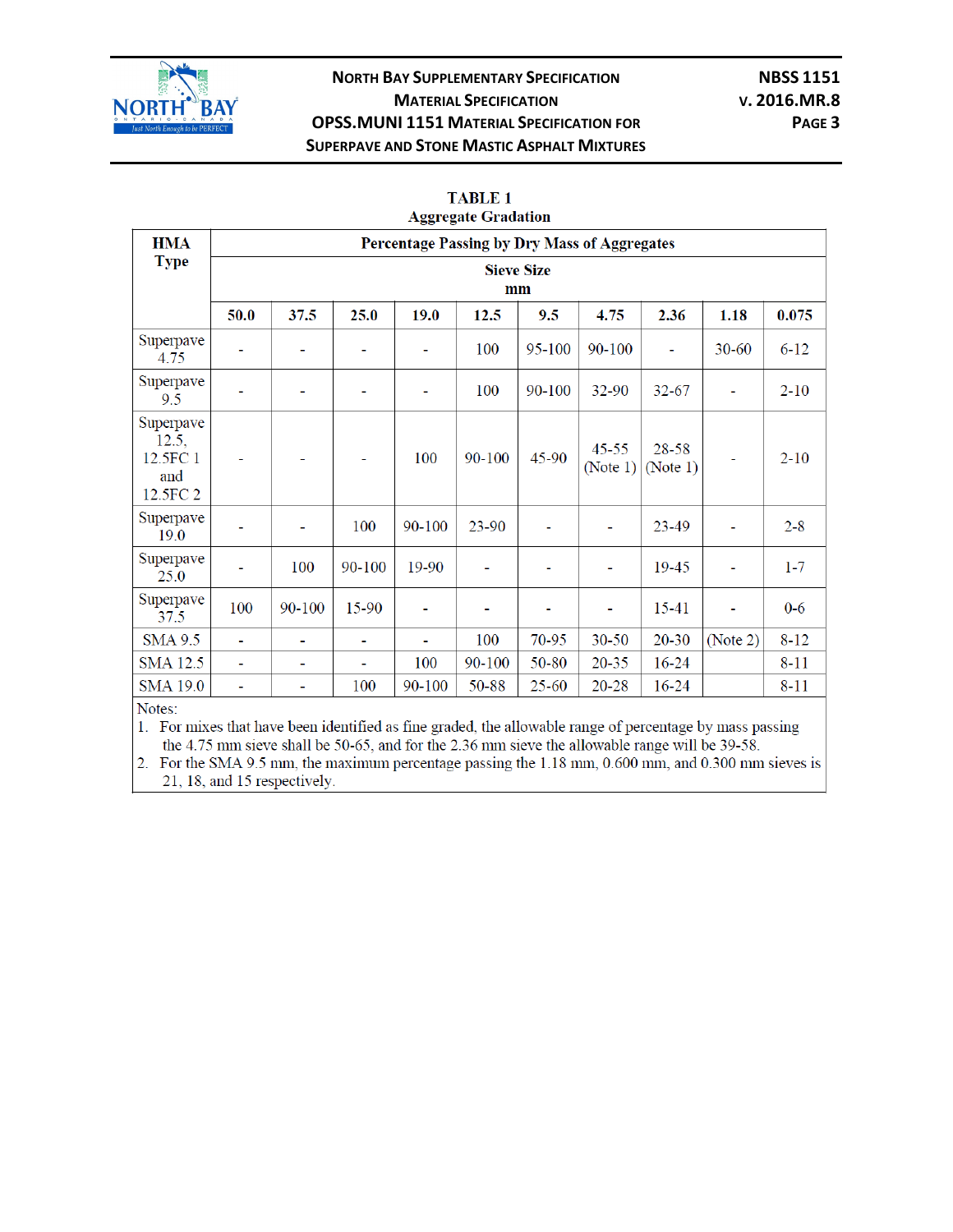**TABLE 1**
**Aggregate Gradation**

| HMA Type | Percentage Passing by Dry Mass of Aggregates — Sieve Size mm | | | | | | | | | |
|---|---|---|---|---|---|---|---|---|---|---|
| | 50.0 | 37.5 | 25.0 | 19.0 | 12.5 | 9.5 | 4.75 | 2.36 | 1.18 | 0.075 |
| Superpave 4.75 | - | - | - | - | 100 | 95-100 | 90-100 | - | 30-60 | 6-12 |
| Superpave 9.5 | - | - | - | - | 100 | 90-100 | 32-90 | 32-67 | - | 2-10 |
| Superpave 12.5, 12.5FC 1 and 12.5FC 2 | - | - | - | 100 | 90-100 | 45-90 | 45-55 (Note 1) | 28-58 (Note 1) | - | 2-10 |
| Superpave 19.0 | - | - | 100 | 90-100 | 23-90 | - | - | 23-49 | - | 2-8 |
| Superpave 25.0 | - | 100 | 90-100 | 19-90 | - | - | - | 19-45 | - | 1-7 |
| Superpave 37.5 | 100 | 90-100 | 15-90 | - | - | - | - | 15-41 | - | 0-6 |
| SMA 9.5 | - | - | - | - | 100 | 70-95 | 30-50 | 20-30 | (Note 2) | 8-12 |
| SMA 12.5 | - | - | - | 100 | 90-100 | 50-80 | 20-35 | 16-24 | | 8-11 |
| SMA 19.0 | - | - | 100 | 90-100 | 50-88 | 25-60 | 20-28 | 16-24 | | 8-11 |

Notes:

1. For mixes that have been identified as fine graded, the allowable range of percentage by mass passing the 4.75 mm sieve shall be 50-65, and for the 2.36 mm sieve the allowable range will be 39-58.
2. For the SMA 9.5 mm, the maximum percentage passing the 1.18 mm, 0.600 mm, and 0.300 mm sieves is 21, 18, and 15 respectively.